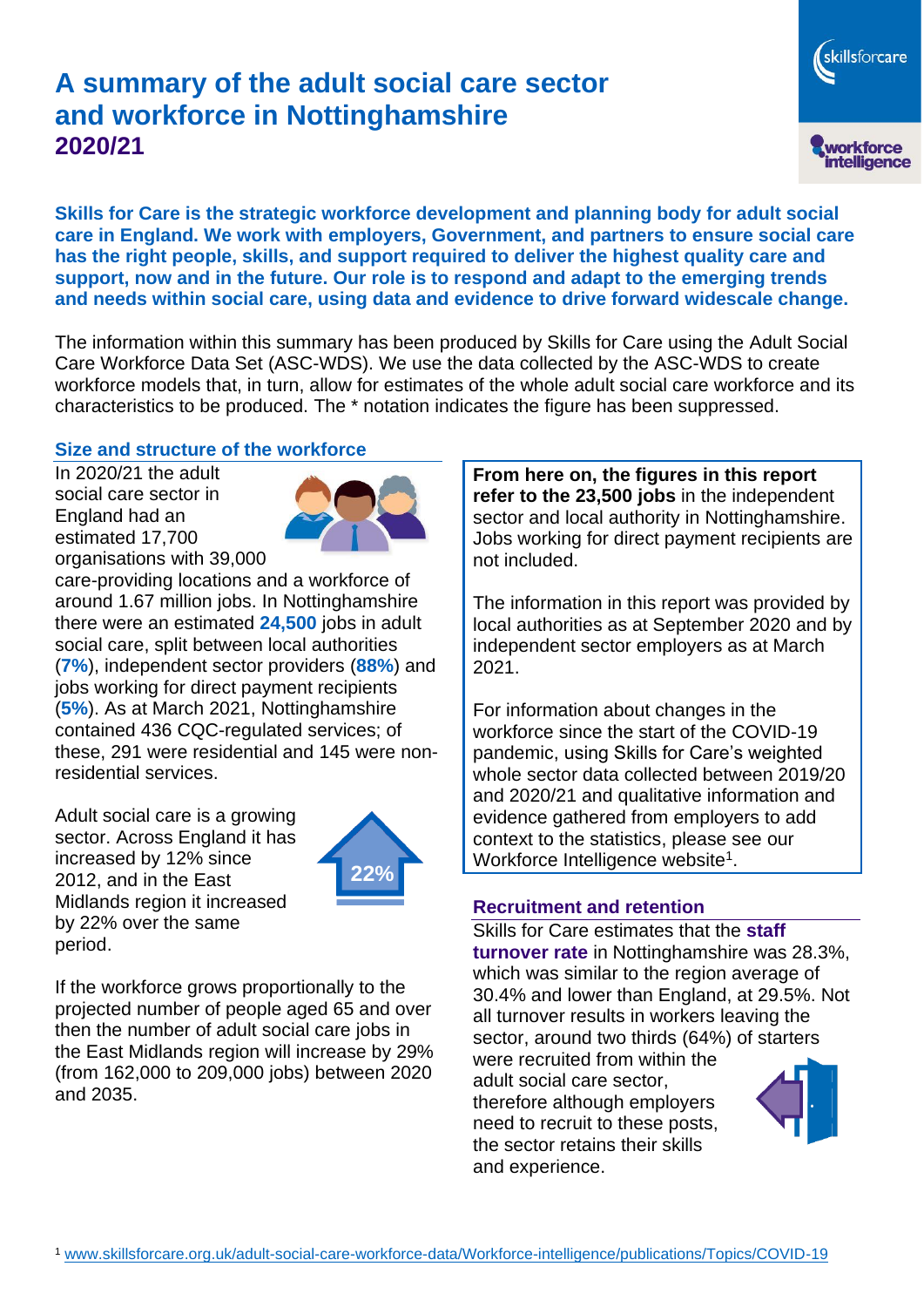# A summary of the adult social care sector and workforce in Nottinghamshire 2020/21

**Skills for Care is the strategic workforce development and planning body for adult social care in England. We work with employers, Government, and partners to ensure social care has the right people, skills, and support required to deliver the highest quality care and support, now and in the future. Our role is to respond and adapt to the emerging trends and needs within social care, using data and evidence to drive forward widescale change.**

The information within this summary has been produced by Skills for Care using the Adult Social Care Workforce Data Set (ASC-WDS). We use the data collected by the ASC-WDS to create workforce models that, in turn, allow for estimates of the whole adult social care workforce and its characteristics to be produced. The * notation indicates the figure has been suppressed.

## Size and structure of the workforce

In 2020/21 the adult social care sector in England had an estimated 17,700 organisations with 39,000 care-providing locations and a workforce of around 1.67 million jobs. In Nottinghamshire there were an estimated **24,500** jobs in adult social care, split between local authorities (**7%**), independent sector providers (**88%**) and jobs working for direct payment recipients (**5%**). As at March 2021, Nottinghamshire contained 436 CQC-regulated services; of these, 291 were residential and 145 were non-residential services.

Adult social care is a growing sector. Across England it has increased by 12% since 2012, and in the East Midlands region it increased by 22% over the same period.

22%

If the workforce grows proportionally to the projected number of people aged 65 and over then the number of adult social care jobs in the East Midlands region will increase by 29% (from 162,000 to 209,000 jobs) between 2020 and 2035.

**From here on, the figures in this report refer to the 23,500 jobs** in the independent sector and local authority in Nottinghamshire. Jobs working for direct payment recipients are not included.

The information in this report was provided by local authorities as at September 2020 and by independent sector employers as at March 2021.

For information about changes in the workforce since the start of the COVID-19 pandemic, using Skills for Care's weighted whole sector data collected between 2019/20 and 2020/21 and qualitative information and evidence gathered from employers to add context to the statistics, please see our Workforce Intelligence website[1].

## Recruitment and retention

Skills for Care estimates that the **staff turnover rate** in Nottinghamshire was 28.3%, which was similar to the region average of 30.4% and lower than England, at 29.5%. Not all turnover results in workers leaving the sector, around two thirds (64%) of starters were recruited from within the adult social care sector, therefore although employers need to recruit to these posts, the sector retains their skills and experience.

[1] www.skillsforcare.org.uk/adult-social-care-workforce-data/Workforce-intelligence/publications/Topics/COVID-19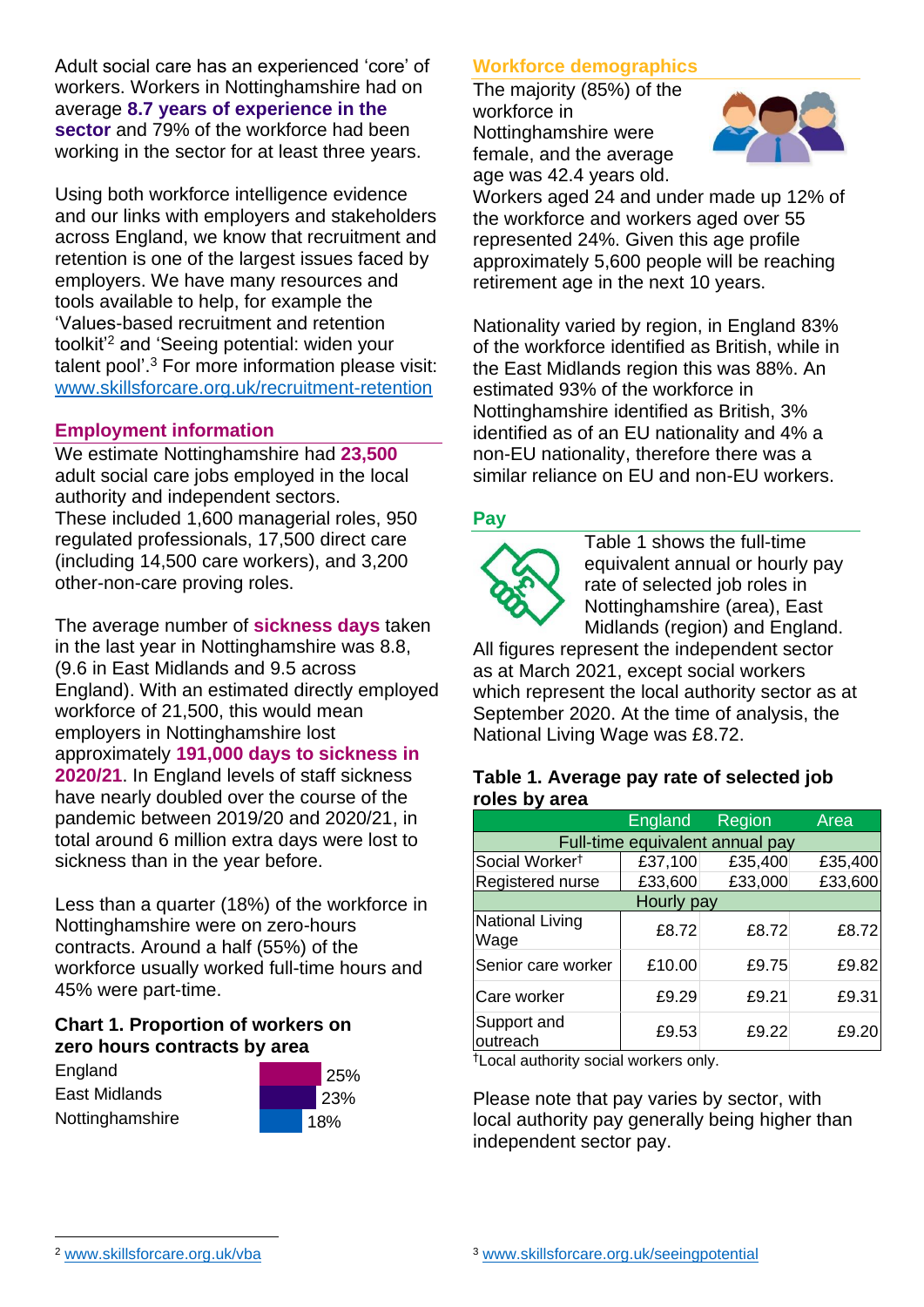Adult social care has an experienced 'core' of workers. Workers in Nottinghamshire had on average **8.7 years of experience in the sector** and 79% of the workforce had been working in the sector for at least three years.

Using both workforce intelligence evidence and our links with employers and stakeholders across England, we know that recruitment and retention is one of the largest issues faced by employers. We have many resources and tools available to help, for example the 'Values-based recruitment and retention toolkit'[2] and 'Seeing potential: widen your talent pool'.[3] For more information please visit: www.skillsforcare.org.uk/recruitment-retention

## Employment information

We estimate Nottinghamshire had **23,500** adult social care jobs employed in the local authority and independent sectors. These included 1,600 managerial roles, 950 regulated professionals, 17,500 direct care (including 14,500 care workers), and 3,200 other-non-care proving roles.

The average number of **sickness days** taken in the last year in Nottinghamshire was 8.8, (9.6 in East Midlands and 9.5 across England). With an estimated directly employed workforce of 21,500, this would mean employers in Nottinghamshire lost approximately **191,000 days to sickness in 2020/21**. In England levels of staff sickness have nearly doubled over the course of the pandemic between 2019/20 and 2020/21, in total around 6 million extra days were lost to sickness than in the year before.

Less than a quarter (18%) of the workforce in Nottinghamshire were on zero-hours contracts. Around a half (55%) of the workforce usually worked full-time hours and 45% were part-time.

### Chart 1. Proportion of workers on zero hours contracts by area

England
East Midlands
Nottinghamshire
25%
23%
18%

## Workforce demographics

The majority (85%) of the workforce in Nottinghamshire were female, and the average age was 42.4 years old. Workers aged 24 and under made up 12% of the workforce and workers aged over 55 represented 24%. Given this age profile approximately 5,600 people will be reaching retirement age in the next 10 years.

Nationality varied by region, in England 83% of the workforce identified as British, while in the East Midlands region this was 88%. An estimated 93% of the workforce in Nottinghamshire identified as British, 3% identified as of an EU nationality and 4% a non-EU nationality, therefore there was a similar reliance on EU and non-EU workers.

## Pay

Table 1 shows the full-time equivalent annual or hourly pay rate of selected job roles in Nottinghamshire (area), East Midlands (region) and England. All figures represent the independent sector as at March 2021, except social workers which represent the local authority sector as at September 2020. At the time of analysis, the National Living Wage was £8.72.

### Table 1. Average pay rate of selected job roles by area

| | England | Region | Area |
|---|---|---|---|
| Full-time equivalent annual pay | | | |
| Social Worker† | £37,100 | £35,400 | £35,400 |
| Registered nurse | £33,600 | £33,000 | £33,600 |
| Hourly pay | | | |
| National Living Wage | £8.72 | £8.72 | £8.72 |
| Senior care worker | £10.00 | £9.75 | £9.82 |
| Care worker | £9.29 | £9.21 | £9.31 |
| Support and outreach | £9.53 | £9.22 | £9.20 |

†Local authority social workers only.

Please note that pay varies by sector, with local authority pay generally being higher than independent sector pay.

[2] www.skillsforcare.org.uk/vba

[3] www.skillsforcare.org.uk/seeingpotential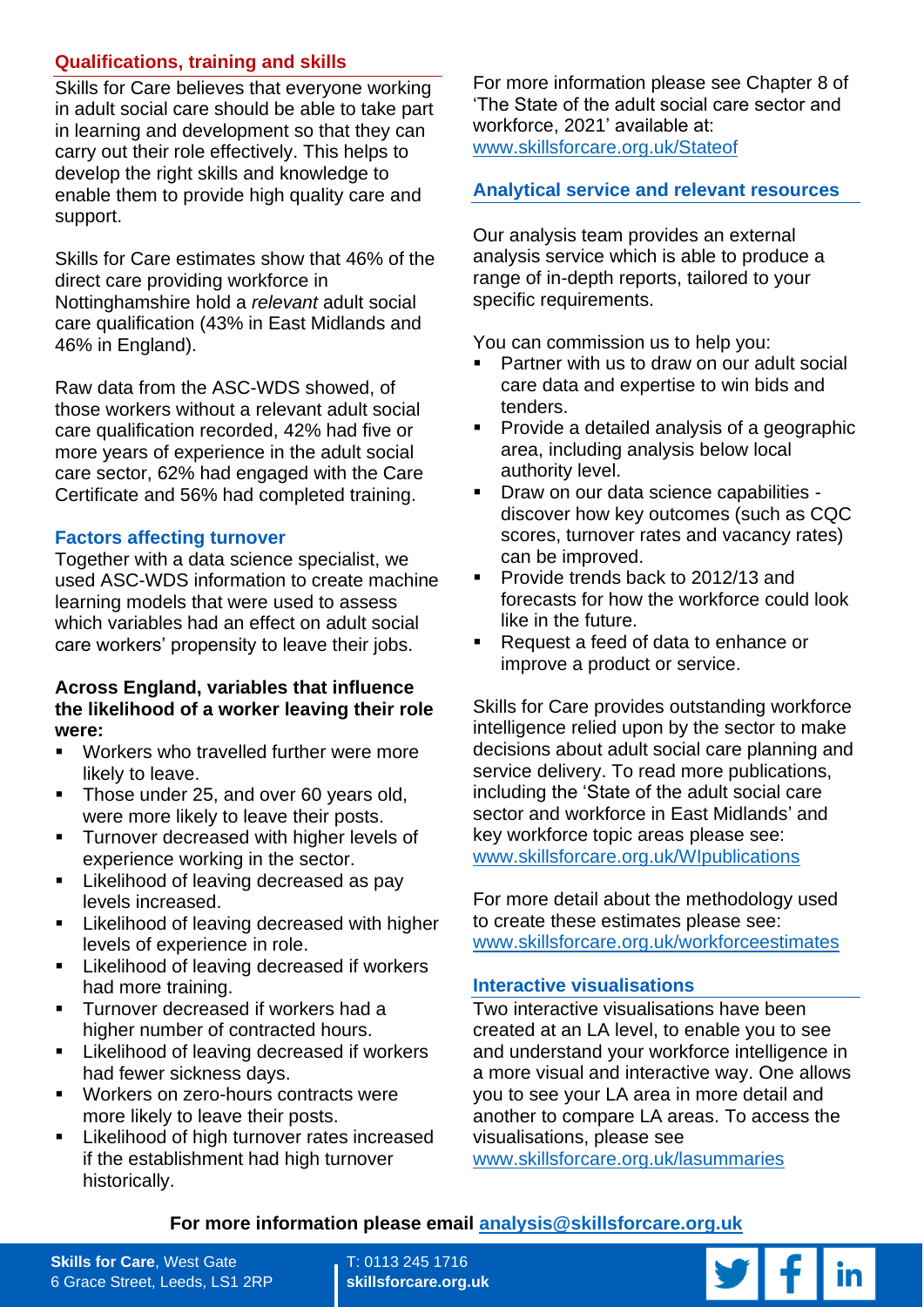## Qualifications, training and skills

Skills for Care believes that everyone working in adult social care should be able to take part in learning and development so that they can carry out their role effectively. This helps to develop the right skills and knowledge to enable them to provide high quality care and support.

Skills for Care estimates show that 46% of the direct care providing workforce in Nottinghamshire hold a *relevant* adult social care qualification (43% in East Midlands and 46% in England).

Raw data from the ASC-WDS showed, of those workers without a relevant adult social care qualification recorded, 42% had five or more years of experience in the adult social care sector, 62% had engaged with the Care Certificate and 56% had completed training.

## Factors affecting turnover

Together with a data science specialist, we used ASC-WDS information to create machine learning models that were used to assess which variables had an effect on adult social care workers' propensity to leave their jobs.

**Across England, variables that influence the likelihood of a worker leaving their role were:**

- Workers who travelled further were more likely to leave.
- Those under 25, and over 60 years old, were more likely to leave their posts.
- Turnover decreased with higher levels of experience working in the sector.
- Likelihood of leaving decreased as pay levels increased.
- Likelihood of leaving decreased with higher levels of experience in role.
- Likelihood of leaving decreased if workers had more training.
- Turnover decreased if workers had a higher number of contracted hours.
- Likelihood of leaving decreased if workers had fewer sickness days.
- Workers on zero-hours contracts were more likely to leave their posts.
- Likelihood of high turnover rates increased if the establishment had high turnover historically.

For more information please see Chapter 8 of 'The State of the adult social care sector and workforce, 2021' available at: www.skillsforcare.org.uk/Stateof

## Analytical service and relevant resources

Our analysis team provides an external analysis service which is able to produce a range of in-depth reports, tailored to your specific requirements.

You can commission us to help you:

- Partner with us to draw on our adult social care data and expertise to win bids and tenders.
- Provide a detailed analysis of a geographic area, including analysis below local authority level.
- Draw on our data science capabilities - discover how key outcomes (such as CQC scores, turnover rates and vacancy rates) can be improved.
- Provide trends back to 2012/13 and forecasts for how the workforce could look like in the future.
- Request a feed of data to enhance or improve a product or service.

Skills for Care provides outstanding workforce intelligence relied upon by the sector to make decisions about adult social care planning and service delivery. To read more publications, including the 'State of the adult social care sector and workforce in East Midlands' and key workforce topic areas please see: www.skillsforcare.org.uk/WIpublications

For more detail about the methodology used to create these estimates please see: www.skillsforcare.org.uk/workforceestimates

## Interactive visualisations

Two interactive visualisations have been created at an LA level, to enable you to see and understand your workforce intelligence in a more visual and interactive way. One allows you to see your LA area in more detail and another to compare LA areas. To access the visualisations, please see www.skillsforcare.org.uk/lasummaries

**For more information please email analysis@skillsforcare.org.uk**

**Skills for Care**, West Gate
6 Grace Street, Leeds, LS1 2RP

T: 0113 245 1716
**skillsforcare.org.uk**